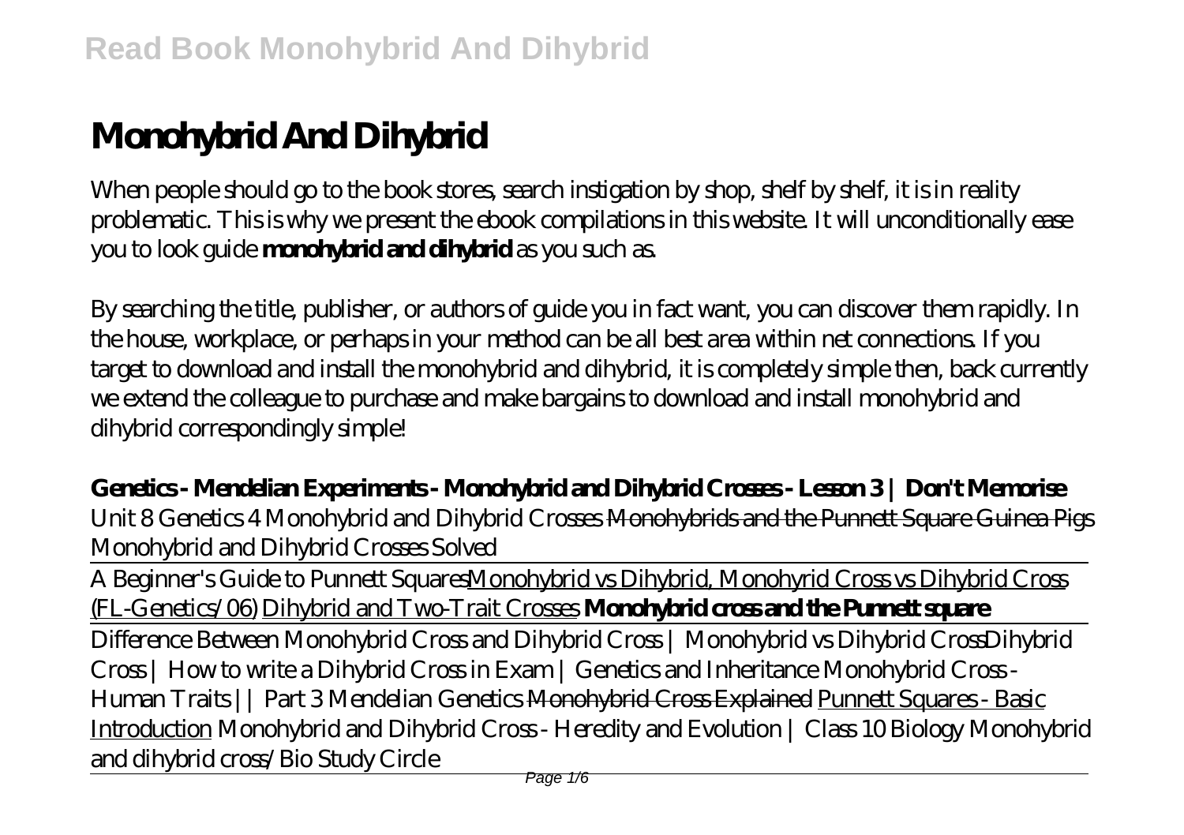# Monohybrid And Dihybrid

When people should go to the book stores, search instigation by shop, shelf by shelf, it is in reality problematic. This is why we present the ebook compilations in this website. It will unconditionally ease you to look guide **monohybrid and dihybrid** as you such as.

By searching the title, publisher, or authors of guide you in fact want, you can discover them rapidly. In the house, workplace, or perhaps in your method can be all best area within net connections. If you target to download and install the monohybrid and dihybrid, it is completely simple then, back currently we extend the colleague to purchase and make bargains to download and install monohybrid and dihybrid correspondingly simple!

**Genetics - Mendelian Experiments - Monohybrid and Dihybrid Crosses - Lesson 3 | Don't Memorise** *Unit 8 Genetics 4 Monohybrid and Dihybrid Crosses* Monohybrids and the Punnett Square Guinea Pigs *Monohybrid and Dihybrid Crosses Solved*

A Beginner's Guide to Punnett Squares Monohybrid vs Dihybrid, Monohyrid Cross vs Dihybrid Cross (FL-Genetics/06) Dihybrid and Two-Trait Crosses **Monohybrid cross and the Punnett square**

Difference Between Monohybrid Cross and Dihybrid Cross | Monohybrid vs Dihybrid Cross *Dihybrid Cross | How to write a Dihybrid Cross in Exam | Genetics and Inheritance Monohybrid Cross - Human Traits || Part 3 Mendelian Genetics* Monohybrid Cross Explained Punnett Squares - Basic Introduction *Monohybrid and Dihybrid Cross - Heredity and Evolution | Class 10 Biology Monohybrid and dihybrid cross/Bio Study Circle*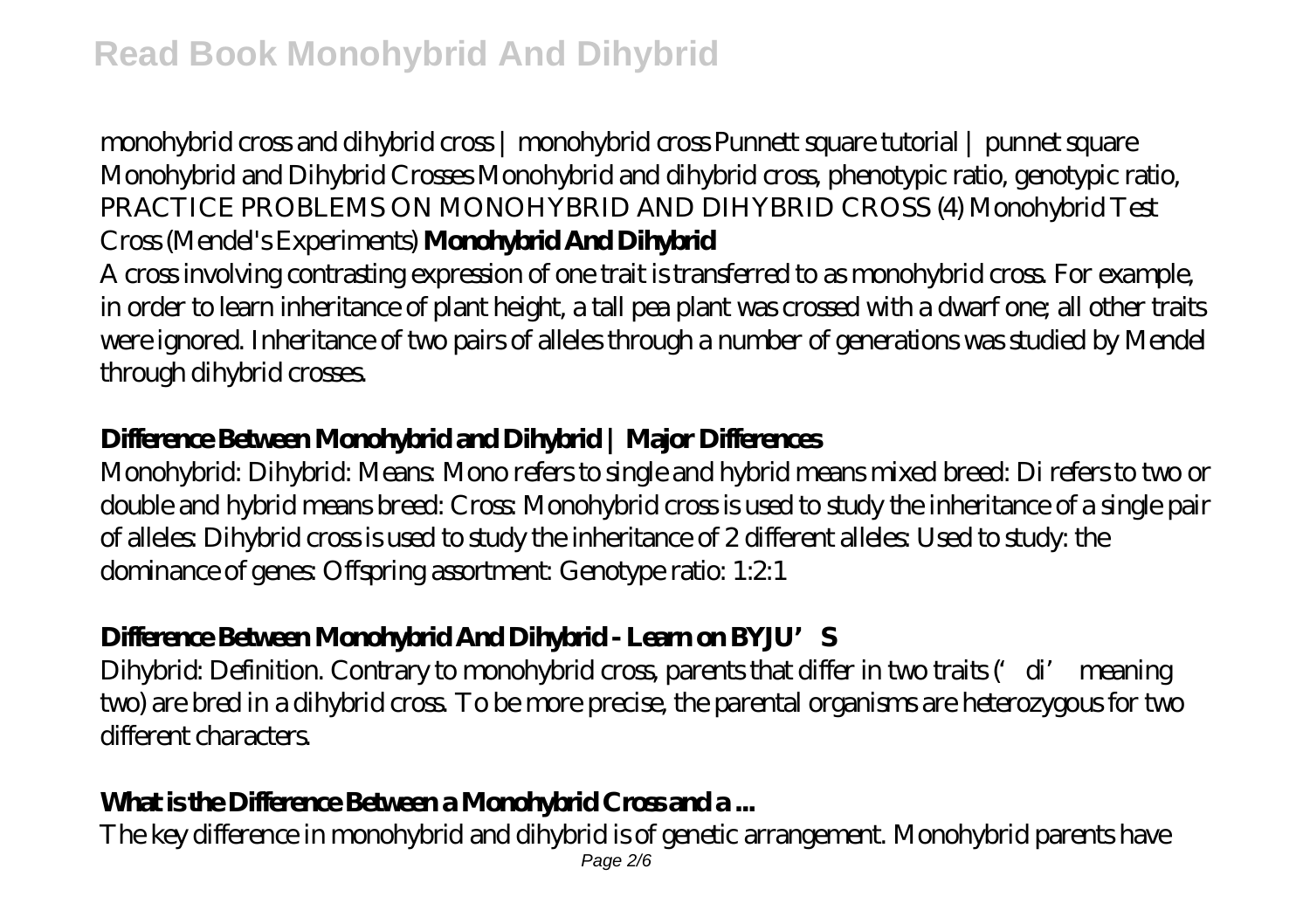monohybrid cross and dihybrid cross | monohybrid cross Punnett square tutorial | punnet square Monohybrid and Dihybrid Crosses Monohybrid and dihybrid cross, phenotypic ratio, genotypic ratio, PRACTICE PROBLEMS ON MONOHYBRID AND DIHYBRID CROSS (4) Monohybrid Test Cross (Mendel's Experiments) **Monohybrid And Dihybrid**

A cross involving contrasting expression of one trait is transferred to as monohybrid cross. For example, in order to learn inheritance of plant height, a tall pea plant was crossed with a dwarf one; all other traits were ignored. Inheritance of two pairs of alleles through a number of generations was studied by Mendel through dihybrid crosses.

## **Difference Between Monohybrid and Dihybrid | Major Differences**

Monohybrid: Dihybrid: Means: Mono refers to single and hybrid means mixed breed: Di refers to two or double and hybrid means breed: Cross: Monohybrid cross is used to study the inheritance of a single pair of alleles: Dihybrid cross is used to study the inheritance of 2 different alleles: Used to study: the dominance of genes: Offspring assortment: Genotype ratio: 1:2:1

## **Difference Between Monohybrid And Dihybrid - Learn on BYJU'S**

Dihybrid: Definition. Contrary to monohybrid cross, parents that differ in two traits ('di' meaning two) are bred in a dihybrid cross. To be more precise, the parental organisms are heterozygous for two different characters.

## **What is the Difference Between a Monohybrid Cross and a ...**

The key difference in monohybrid and dihybrid is of genetic arrangement. Monohybrid parents have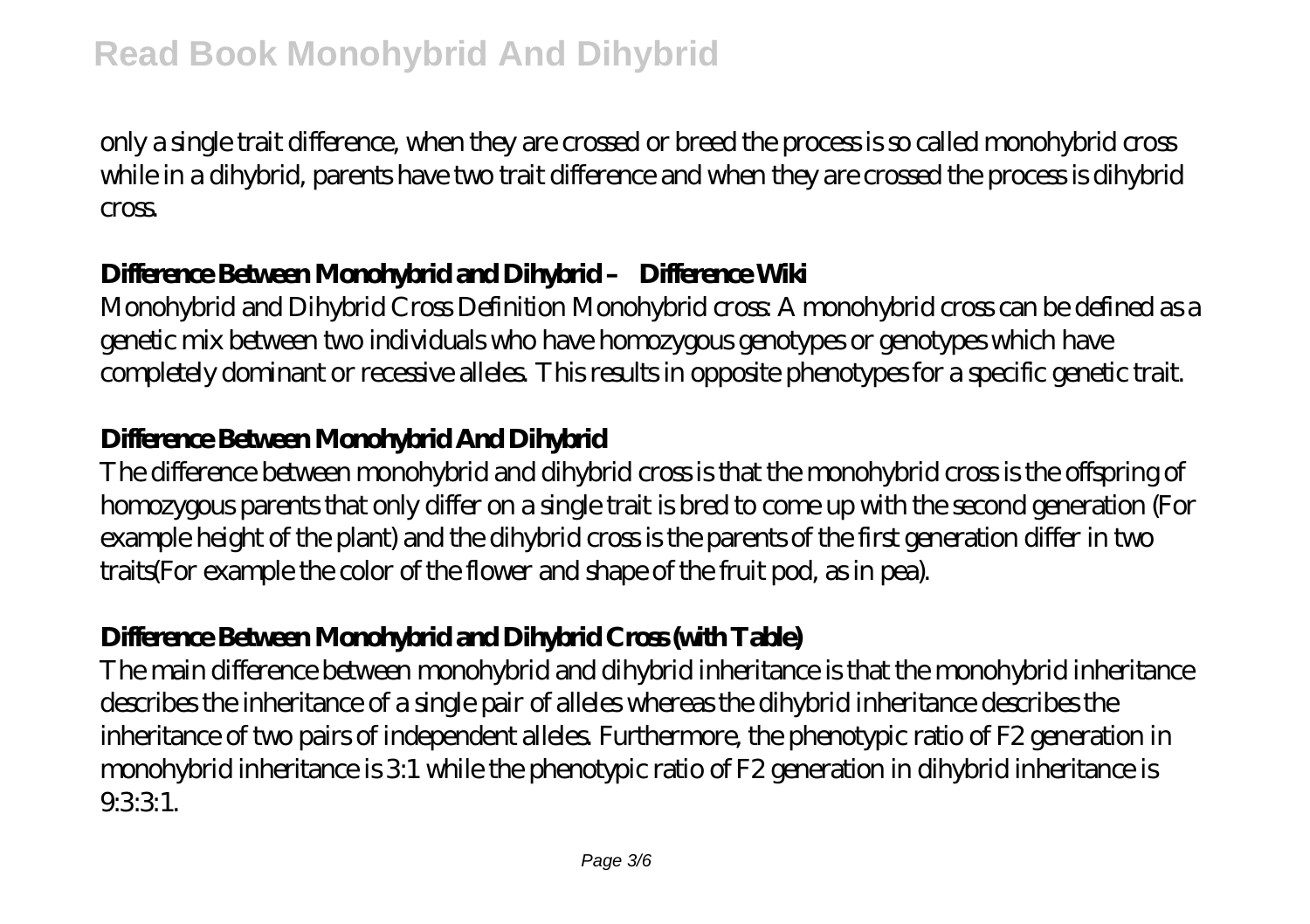only a single trait difference, when they are crossed or breed the process is so called monohybrid cross while in a dihybrid, parents have two trait difference and when they are crossed the process is dihybrid cross.

## Difference Between Monohybrid and Dihybrid – Difference Wiki

Monohybrid and Dihybrid Cross Definition Monohybrid cross: A monohybrid cross can be defined as a genetic mix between two individuals who have homozygous genotypes or genotypes which have completely dominant or recessive alleles. This results in opposite phenotypes for a specific genetic trait.

## Difference Between Monohybrid And Dihybrid

The difference between monohybrid and dihybrid cross is that the monohybrid cross is the offspring of homozygous parents that only differ on a single trait is bred to come up with the second generation (For example height of the plant) and the dihybrid cross is the parents of the first generation differ in two traits(For example the color of the flower and shape of the fruit pod, as in pea).

## Difference Between Monohybrid and Dihybrid Cross (with Table)

The main difference between monohybrid and dihybrid inheritance is that the monohybrid inheritance describes the inheritance of a single pair of alleles whereas the dihybrid inheritance describes the inheritance of two pairs of independent alleles. Furthermore, the phenotypic ratio of F2 generation in monohybrid inheritance is 3:1 while the phenotypic ratio of F2 generation in dihybrid inheritance is 9:3:3:1.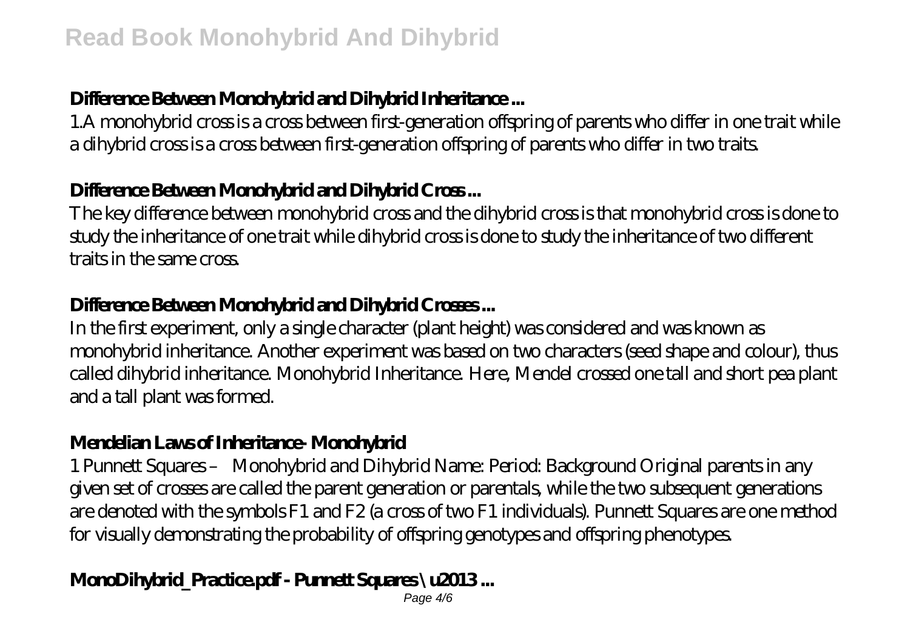### Difference Between Monohybrid and Dihybrid Inheritance ...

1.A monohybrid cross is a cross between first-generation offspring of parents who differ in one trait while a dihybrid cross is a cross between first-generation offspring of parents who differ in two traits.

### Difference Between Monohybrid and Dihybrid Cross ...

The key difference between monohybrid cross and the dihybrid cross is that monohybrid cross is done to study the inheritance of one trait while dihybrid cross is done to study the inheritance of two different traits in the same cross.

### Difference Between Monohybrid and Dihybrid Crosses ...

In the first experiment, only a single character (plant height) was considered and was known as monohybrid inheritance. Another experiment was based on two characters (seed shape and colour), thus called dihybrid inheritance. Monohybrid Inheritance. Here, Mendel crossed one tall and short pea plant and a tall plant was formed.

### Mendelian Laws of Inheritance- Monohybrid

1 Punnett Squares – Monohybrid and Dihybrid Name: Period: Background Original parents in any given set of crosses are called the parent generation or parentals, while the two subsequent generations are denoted with the symbols F1 and F2 (a cross of two F1 individuals). Punnett Squares are one method for visually demonstrating the probability of offspring genotypes and offspring phenotypes.

### MonoDihybrid_Practice.pdf - Punnett Squares \u2013 ...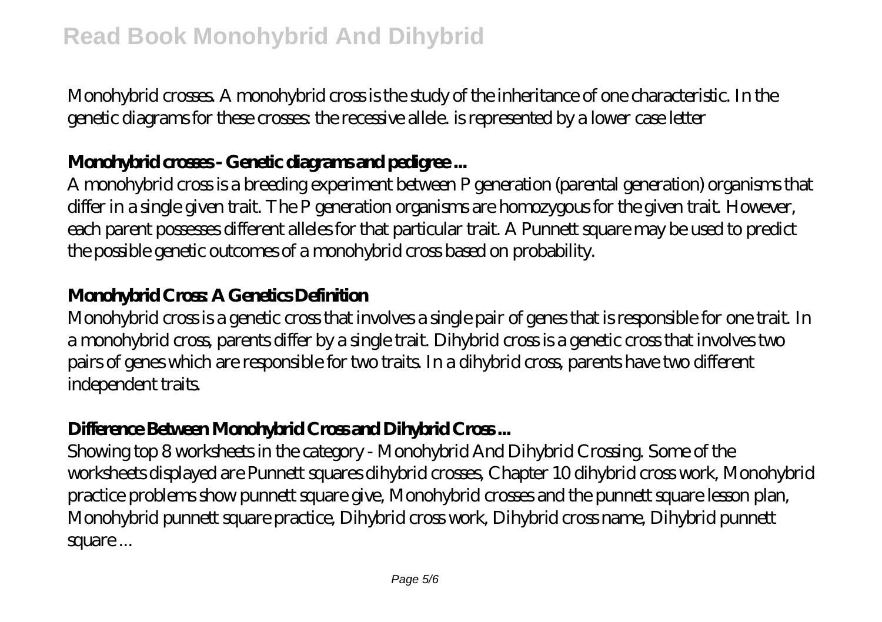Monohybrid crosses. A monohybrid cross is the study of the inheritance of one characteristic. In the genetic diagrams for these crosses: the recessive allele. is represented by a lower case letter

### **Monohybrid crosses - Genetic diagrams and pedigree ...**

A monohybrid cross is a breeding experiment between P generation (parental generation) organisms that differ in a single given trait. The P generation organisms are homozygous for the given trait. However, each parent possesses different alleles for that particular trait. A Punnett square may be used to predict the possible genetic outcomes of a monohybrid cross based on probability.

### **Monohybrid Cross: A Genetics Definition**

Monohybrid cross is a genetic cross that involves a single pair of genes that is responsible for one trait. In a monohybrid cross, parents differ by a single trait. Dihybrid cross is a genetic cross that involves two pairs of genes which are responsible for two traits. In a dihybrid cross, parents have two different independent traits.

### **Difference Between Monohybrid Cross and Dihybrid Cross ...**

Showing top 8 worksheets in the category - Monohybrid And Dihybrid Crossing. Some of the worksheets displayed are Punnett squares dihybrid crosses, Chapter 10 dihybrid cross work, Monohybrid practice problems show punnett square give, Monohybrid crosses and the punnett square lesson plan, Monohybrid punnett square practice, Dihybrid cross work, Dihybrid cross name, Dihybrid punnett square ...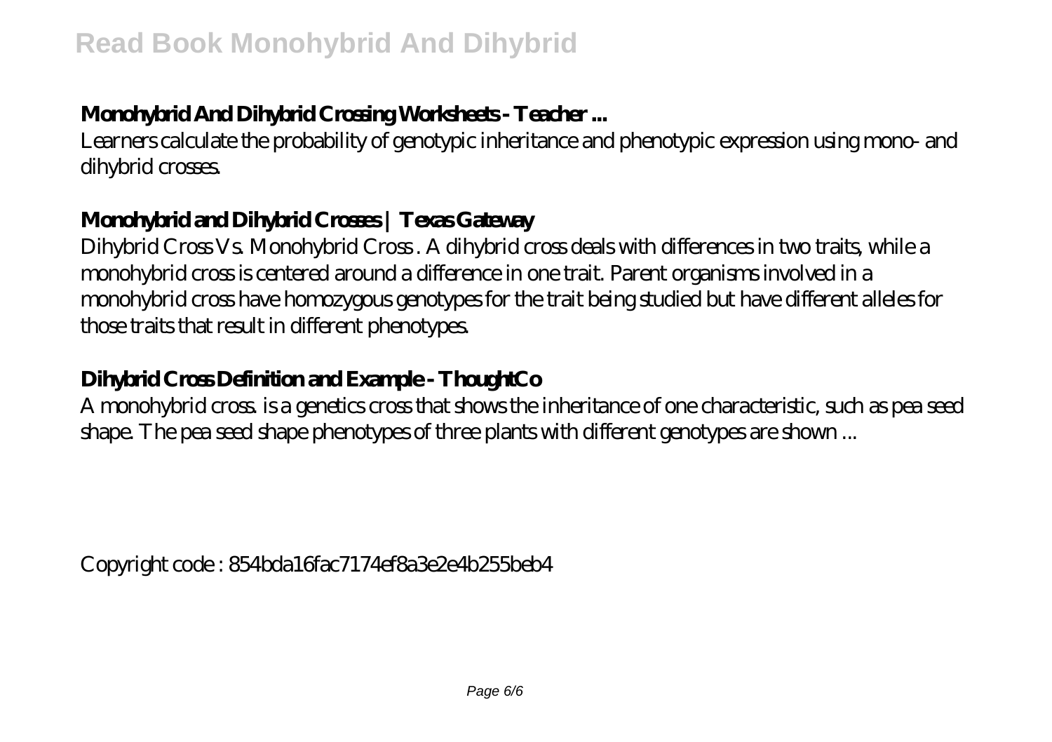**Monohybrid And Dihybrid Crossing Worksheets - Teacher ...**

Learners calculate the probability of genotypic inheritance and phenotypic expression using mono- and dihybrid crosses.

**Monohybrid and Dihybrid Crosses | Texas Gateway**

Dihybrid Cross Vs. Monohybrid Cross . A dihybrid cross deals with differences in two traits, while a monohybrid cross is centered around a difference in one trait. Parent organisms involved in a monohybrid cross have homozygous genotypes for the trait being studied but have different alleles for those traits that result in different phenotypes.

**Dihybrid Cross Definition and Example - ThoughtCo**

A monohybrid cross. is a genetics cross that shows the inheritance of one characteristic, such as pea seed shape. The pea seed shape phenotypes of three plants with different genotypes are shown ...

Copyright code : 854bda16fac7174ef8a3e2e4b255beb4